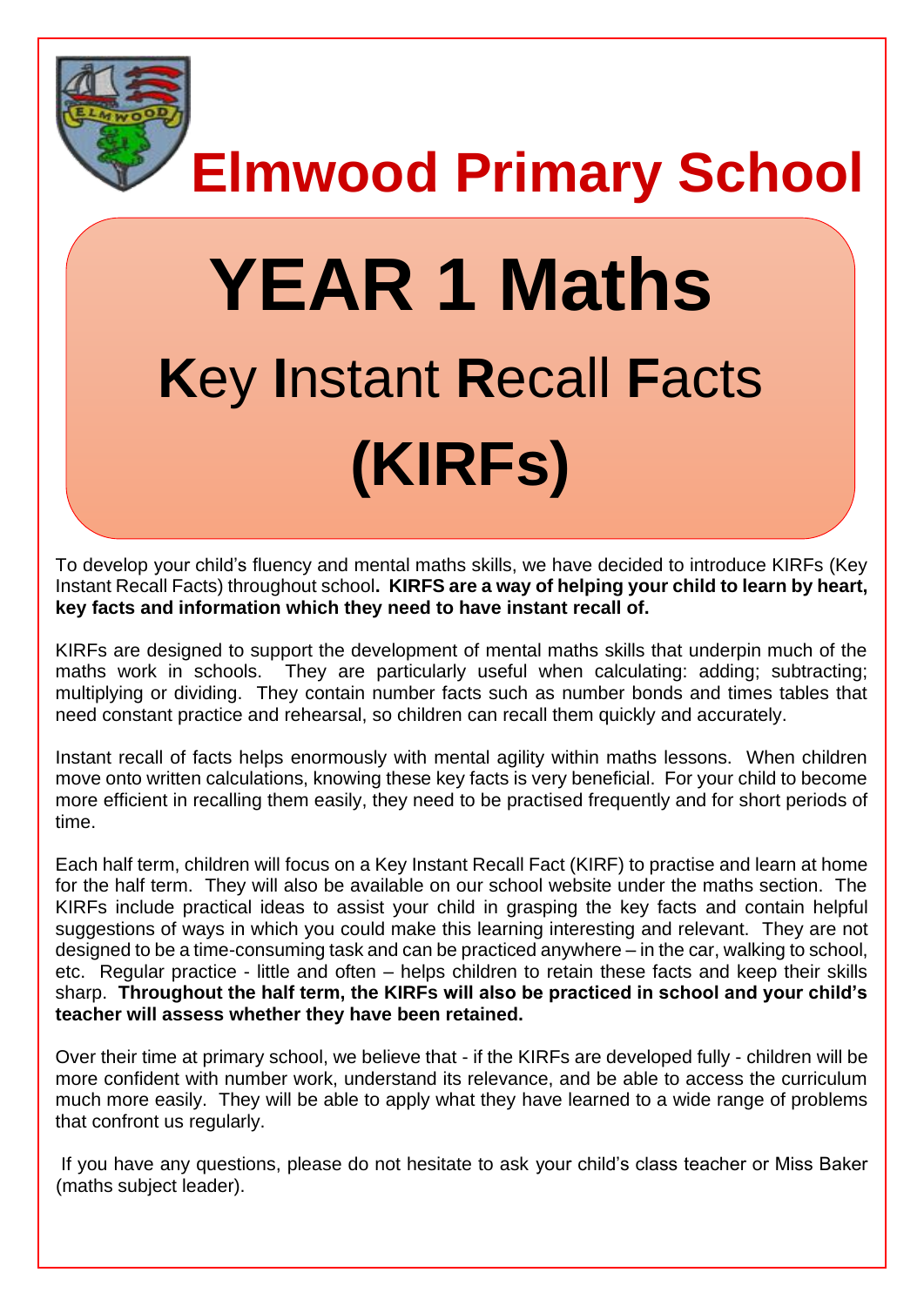# Elmwood Primary School

# YEAR 1 Maths

## **K**ey **I**nstant **R**ecall **F**acts

## (KIRFs)

To develop your child's fluency and mental maths skills, we have decided to introduce KIRFs (Key Instant Recall Facts) throughout school**. KIRFS are a way of helping your child to learn by heart, key facts and information which they need to have instant recall of.**

KIRFs are designed to support the development of mental maths skills that underpin much of the maths work in schools. They are particularly useful when calculating: adding; subtracting; multiplying or dividing. They contain number facts such as number bonds and times tables that need constant practice and rehearsal, so children can recall them quickly and accurately.

Instant recall of facts helps enormously with mental agility within maths lessons. When children move onto written calculations, knowing these key facts is very beneficial. For your child to become more efficient in recalling them easily, they need to be practised frequently and for short periods of time.

Each half term, children will focus on a Key Instant Recall Fact (KIRF) to practise and learn at home for the half term. They will also be available on our school website under the maths section. The KIRFs include practical ideas to assist your child in grasping the key facts and contain helpful suggestions of ways in which you could make this learning interesting and relevant. They are not designed to be a time-consuming task and can be practiced anywhere – in the car, walking to school, etc. Regular practice - little and often – helps children to retain these facts and keep their skills sharp. **Throughout the half term, the KIRFs will also be practiced in school and your child's teacher will assess whether they have been retained.**

Over their time at primary school, we believe that - if the KIRFs are developed fully - children will be more confident with number work, understand its relevance, and be able to access the curriculum much more easily. They will be able to apply what they have learned to a wide range of problems that confront us regularly.

If you have any questions, please do not hesitate to ask your child's class teacher or Miss Baker (maths subject leader).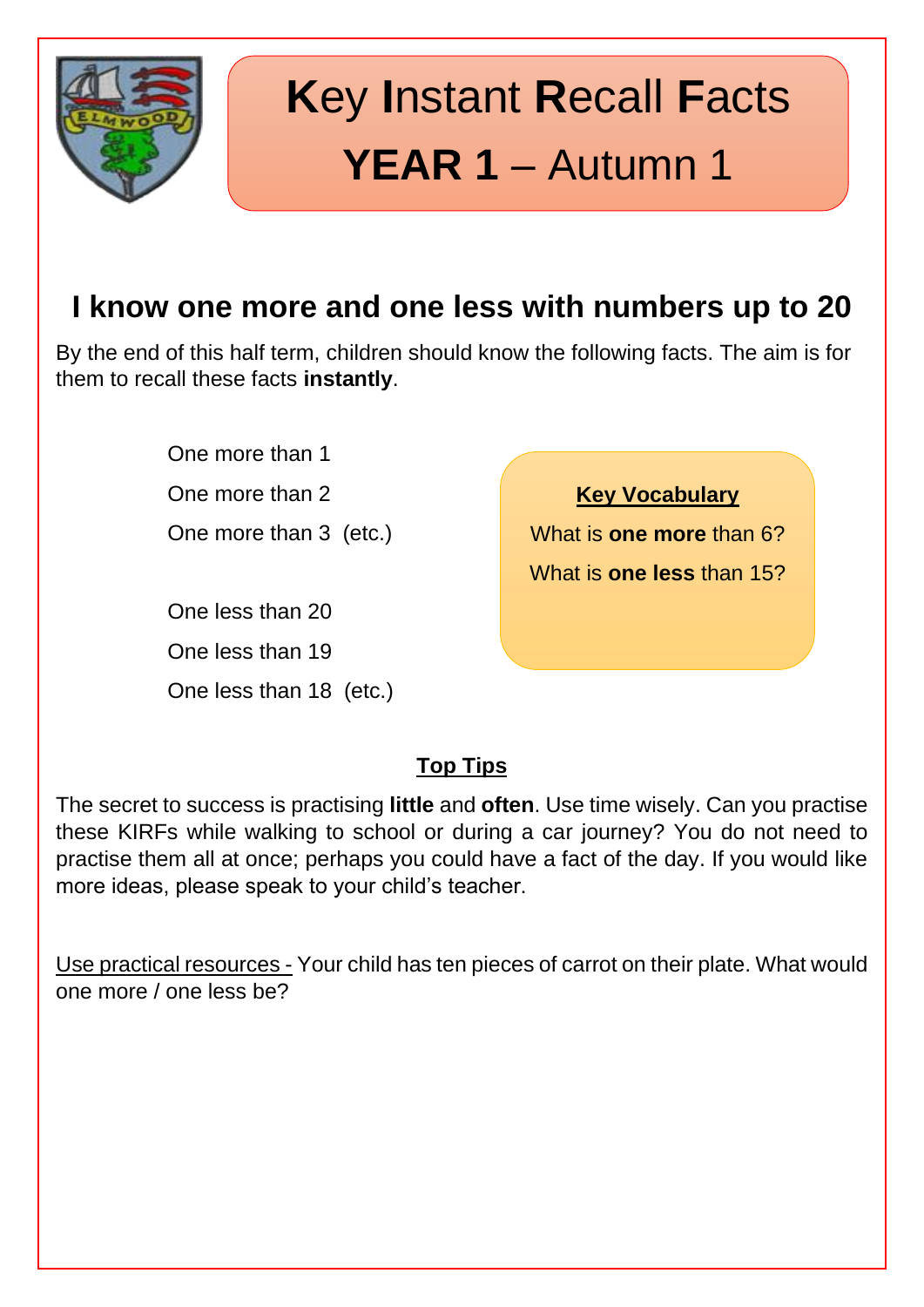# **K**ey **I**nstant **R**ecall **F**acts

# **YEAR 1** – Autumn 1

## I know one more and one less with numbers up to 20

By the end of this half term, children should know the following facts. The aim is for them to recall these facts **instantly**.

One more than 1

One more than 2

One more than 3 (etc.)

One less than 20

One less than 19

One less than 18 (etc.)

**Key Vocabulary**

What is **one more** than 6?

What is **one less** than 15?

**Top Tips**

The secret to success is practising **little** and **often**. Use time wisely. Can you practise these KIRFs while walking to school or during a car journey? You do not need to practise them all at once; perhaps you could have a fact of the day. If you would like more ideas, please speak to your child's teacher.

Use practical resources - Your child has ten pieces of carrot on their plate. What would one more / one less be?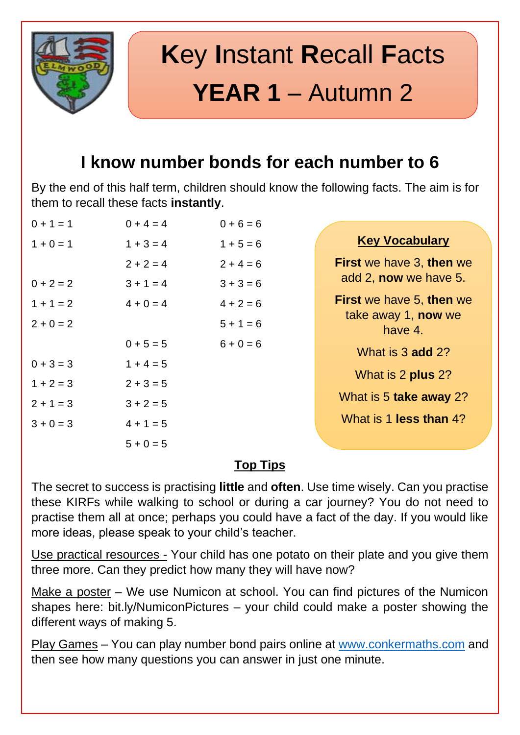# **K**ey **I**nstant **R**ecall **F**acts

# **YEAR 1** – Autumn 2

## I know number bonds for each number to 6

By the end of this half term, children should know the following facts. The aim is for them to recall these facts **instantly**.

0 + 1 = 1
1 + 0 = 1

0 + 2 = 2
1 + 1 = 2
2 + 0 = 2

0 + 3 = 3
1 + 2 = 3
2 + 1 = 3
3 + 0 = 3

0 + 4 = 4
1 + 3 = 4
2 + 2 = 4
3 + 1 = 4
4 + 0 = 4

0 + 5 = 5
1 + 4 = 5
2 + 3 = 5
3 + 2 = 5
4 + 1 = 5
5 + 0 = 5

0 + 6 = 6
1 + 5 = 6
2 + 4 = 6
3 + 3 = 6
4 + 2 = 6
5 + 1 = 6
6 + 0 = 6

**Key Vocabulary**

**First** we have 3, **then** we add 2, **now** we have 5.

**First** we have 5, **then** we take away 1, **now** we have 4.

What is 3 **add** 2?

What is 2 **plus** 2?

What is 5 **take away** 2?

What is 1 **less than** 4?

**Top Tips**

The secret to success is practising **little** and **often**. Use time wisely. Can you practise these KIRFs while walking to school or during a car journey? You do not need to practise them all at once; perhaps you could have a fact of the day. If you would like more ideas, please speak to your child's teacher.

Use practical resources - Your child has one potato on their plate and you give them three more. Can they predict how many they will have now?

Make a poster – We use Numicon at school. You can find pictures of the Numicon shapes here: bit.ly/NumiconPictures – your child could make a poster showing the different ways of making 5.

Play Games – You can play number bond pairs online at www.conkermaths.com and then see how many questions you can answer in just one minute.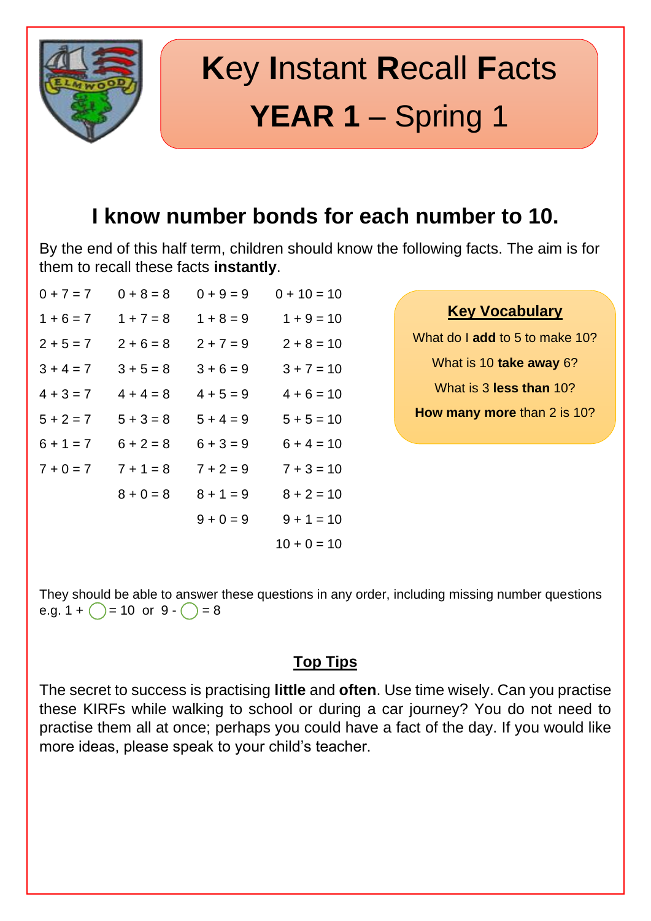# **K**ey **I**nstant **R**ecall **F**acts

# **YEAR 1** – Spring 1

## I know number bonds for each number to 10.

By the end of this half term, children should know the following facts. The aim is for them to recall these facts **instantly**.

| | | | |
|---|---|---|---|
| 0 + 7 = 7 | 0 + 8 = 8 | 0 + 9 = 9 | 0 + 10 = 10 |
| 1 + 6 = 7 | 1 + 7 = 8 | 1 + 8 = 9 | 1 + 9 = 10 |
| 2 + 5 = 7 | 2 + 6 = 8 | 2 + 7 = 9 | 2 + 8 = 10 |
| 3 + 4 = 7 | 3 + 5 = 8 | 3 + 6 = 9 | 3 + 7 = 10 |
| 4 + 3 = 7 | 4 + 4 = 8 | 4 + 5 = 9 | 4 + 6 = 10 |
| 5 + 2 = 7 | 5 + 3 = 8 | 5 + 4 = 9 | 5 + 5 = 10 |
| 6 + 1 = 7 | 6 + 2 = 8 | 6 + 3 = 9 | 6 + 4 = 10 |
| 7 + 0 = 7 | 7 + 1 = 8 | 7 + 2 = 9 | 7 + 3 = 10 |
| | 8 + 0 = 8 | 8 + 1 = 9 | 8 + 2 = 10 |
| | | 9 + 0 = 9 | 9 + 1 = 10 |
| | | | 10 + 0 = 10 |

**Key Vocabulary**

What do I **add** to 5 to make 10?

What is 10 **take away** 6?

What is 3 **less than** 10?

**How many more** than 2 is 10?

They should be able to answer these questions in any order, including missing number questions e.g. 1 + ◯ = 10 or 9 - ◯ = 8

**Top Tips**

The secret to success is practising **little** and **often**. Use time wisely. Can you practise these KIRFs while walking to school or during a car journey? You do not need to practise them all at once; perhaps you could have a fact of the day. If you would like more ideas, please speak to your child's teacher.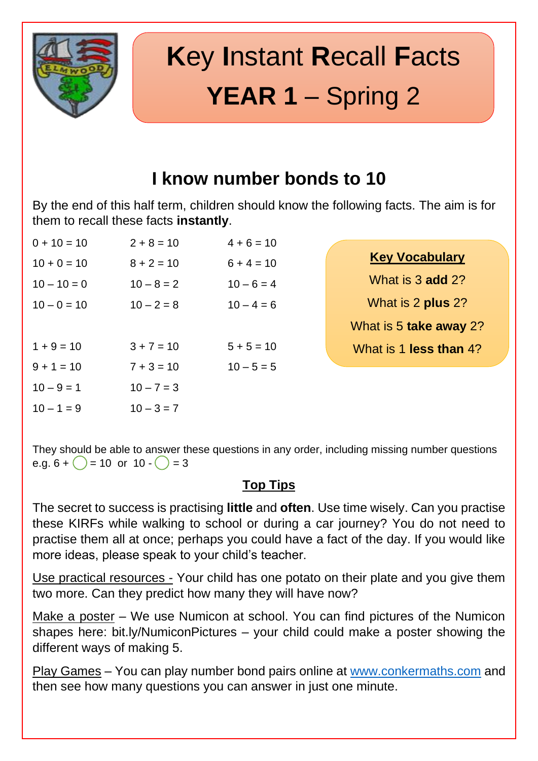# **K**ey **I**nstant **R**ecall **F**acts

# **YEAR 1** – Spring 2

## I know number bonds to 10

By the end of this half term, children should know the following facts. The aim is for them to recall these facts **instantly**.

| | | |
|---|---|---|
| 0 + 10 = 10 | 2 + 8 = 10 | 4 + 6 = 10 |
| 10 + 0 = 10 | 8 + 2 = 10 | 6 + 4 = 10 |
| 10 – 10 = 0 | 10 – 8 = 2 | 10 – 6 = 4 |
| 10 – 0 = 10 | 10 – 2 = 8 | 10 – 4 = 6 |
| | | |
| 1 + 9 = 10 | 3 + 7 = 10 | 5 + 5 = 10 |
| 9 + 1 = 10 | 7 + 3 = 10 | 10 – 5 = 5 |
| 10 – 9 = 1 | 10 – 7 = 3 | |
| 10 – 1 = 9 | 10 – 3 = 7 | |

**Key Vocabulary**

What is 3 **add** 2?

What is 2 **plus** 2?

What is 5 **take away** 2?

What is 1 **less than** 4?

They should be able to answer these questions in any order, including missing number questions e.g. 6 + ◯ = 10 or 10 - ◯ = 3

### Top Tips

The secret to success is practising **little** and **often**. Use time wisely. Can you practise these KIRFs while walking to school or during a car journey? You do not need to practise them all at once; perhaps you could have a fact of the day. If you would like more ideas, please speak to your child's teacher.

Use practical resources - Your child has one potato on their plate and you give them two more. Can they predict how many they will have now?

Make a poster – We use Numicon at school. You can find pictures of the Numicon shapes here: bit.ly/NumiconPictures – your child could make a poster showing the different ways of making 5.

Play Games – You can play number bond pairs online at www.conkermaths.com and then see how many questions you can answer in just one minute.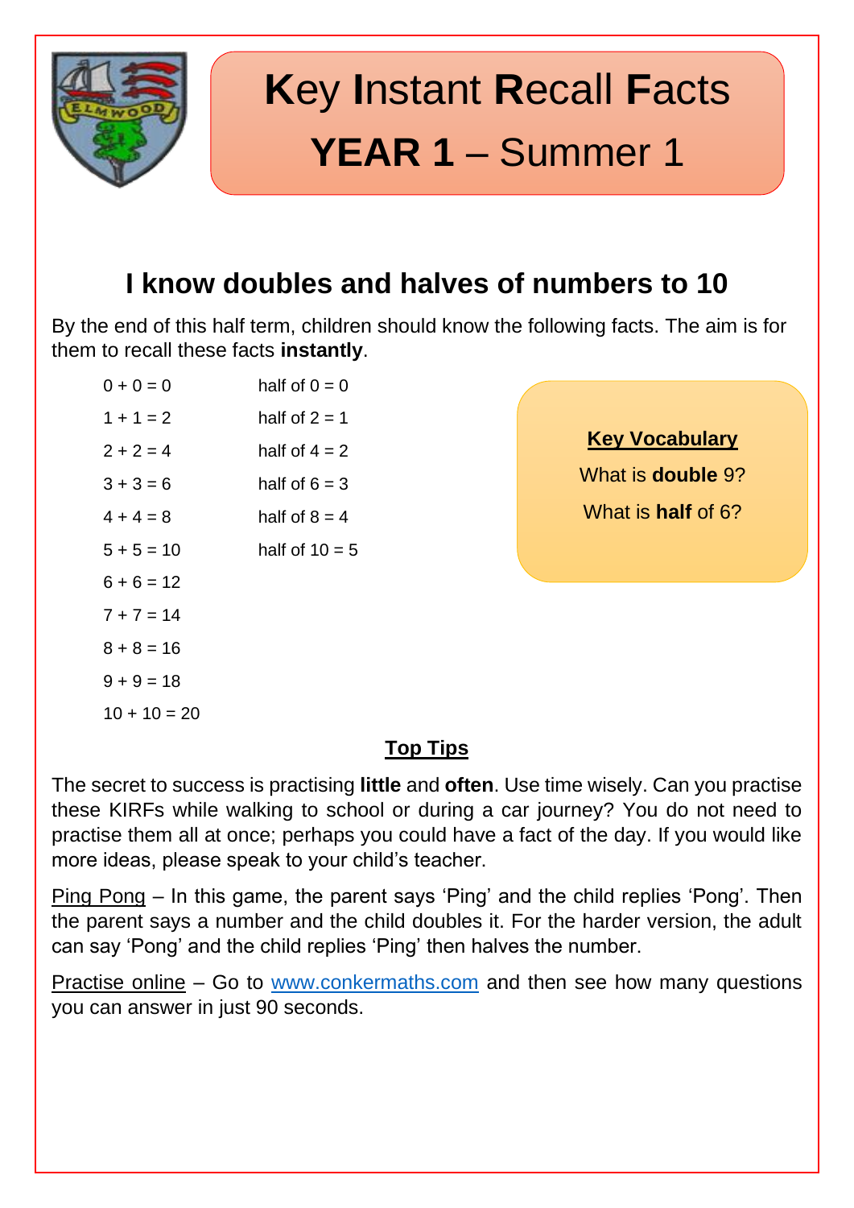# **K**ey **I**nstant **R**ecall **F**acts

## **YEAR 1** – Summer 1

## I know doubles and halves of numbers to 10

By the end of this half term, children should know the following facts. The aim is for them to recall these facts **instantly**.

| | |
|---|---|
| 0 + 0 = 0 | half of 0 = 0 |
| 1 + 1 = 2 | half of 2 = 1 |
| 2 + 2 = 4 | half of 4 = 2 |
| 3 + 3 = 6 | half of 6 = 3 |
| 4 + 4 = 8 | half of 8 = 4 |
| 5 + 5 = 10 | half of 10 = 5 |
| 6 + 6 = 12 | |
| 7 + 7 = 14 | |
| 8 + 8 = 16 | |
| 9 + 9 = 18 | |
| 10 + 10 = 20 | |

**Key Vocabulary**

What is **double** 9?

What is **half** of 6?

### Top Tips

The secret to success is practising **little** and **often**. Use time wisely. Can you practise these KIRFs while walking to school or during a car journey? You do not need to practise them all at once; perhaps you could have a fact of the day. If you would like more ideas, please speak to your child's teacher.

Ping Pong – In this game, the parent says 'Ping' and the child replies 'Pong'. Then the parent says a number and the child doubles it. For the harder version, the adult can say 'Pong' and the child replies 'Ping' then halves the number.

Practise online – Go to www.conkermaths.com and then see how many questions you can answer in just 90 seconds.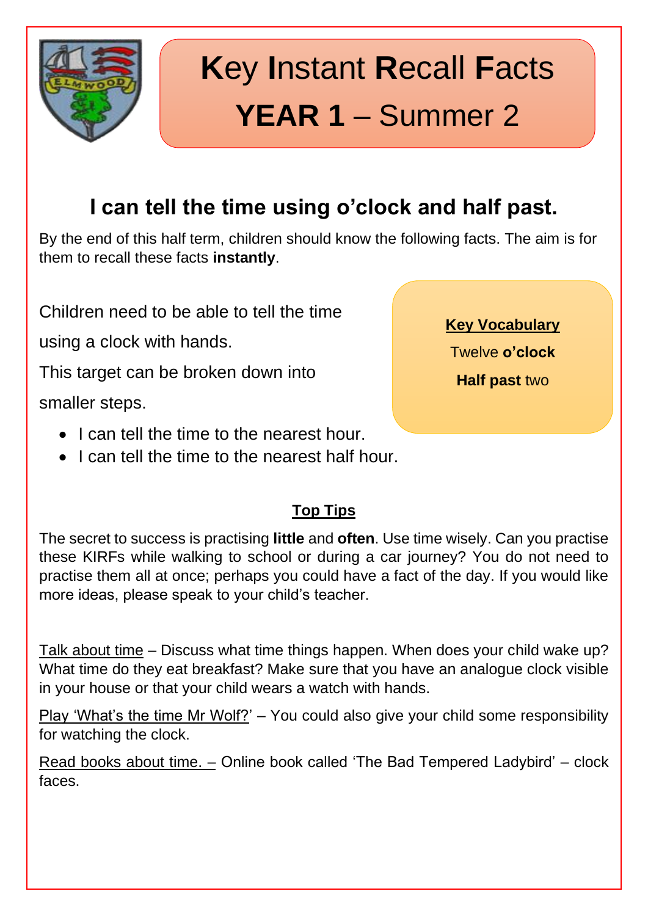# **K**ey **I**nstant **R**ecall **F**acts

# **YEAR 1** – Summer 2

## I can tell the time using o'clock and half past.

By the end of this half term, children should know the following facts. The aim is for them to recall these facts **instantly**.

Children need to be able to tell the time using a clock with hands.

This target can be broken down into smaller steps.

- I can tell the time to the nearest hour.
- I can tell the time to the nearest half hour.

**Key Vocabulary**

Twelve **o'clock**

**Half past** two

### Top Tips

The secret to success is practising **little** and **often**. Use time wisely. Can you practise these KIRFs while walking to school or during a car journey? You do not need to practise them all at once; perhaps you could have a fact of the day. If you would like more ideas, please speak to your child's teacher.

Talk about time – Discuss what time things happen. When does your child wake up? What time do they eat breakfast? Make sure that you have an analogue clock visible in your house or that your child wears a watch with hands.

Play 'What's the time Mr Wolf?' – You could also give your child some responsibility for watching the clock.

Read books about time. – Online book called 'The Bad Tempered Ladybird' – clock faces.